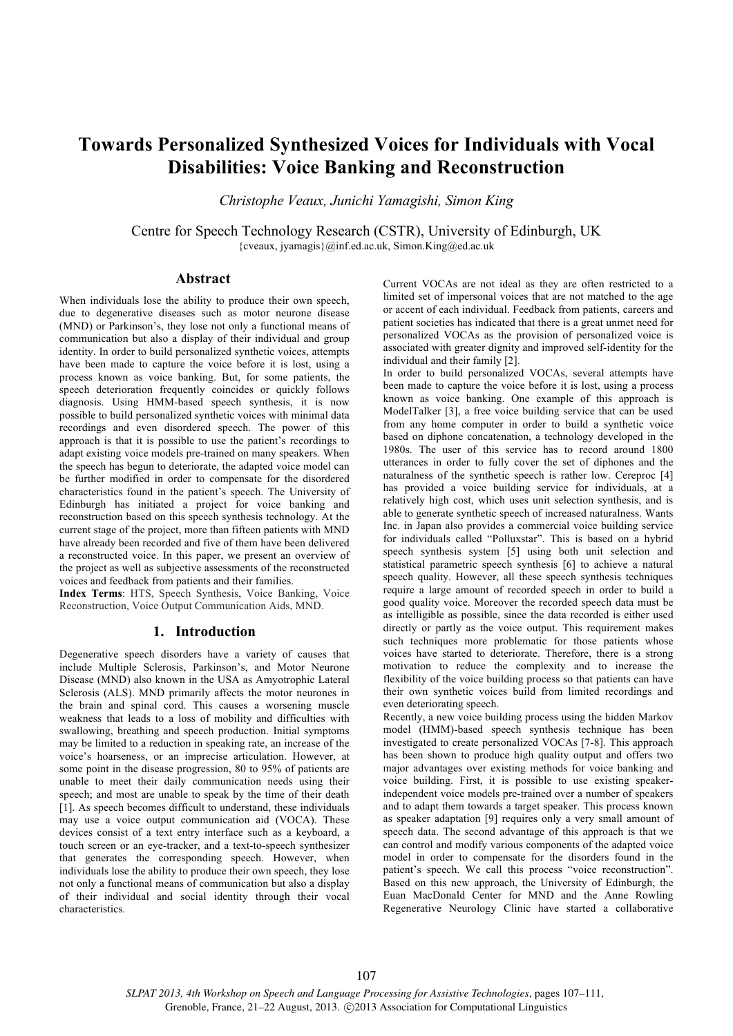# Towards Personalized Synthesized Voices for Individuals with Vocal Disabilities: Voice Banking and Reconstruction

*Christophe Veaux, Junichi Yamagishi, Simon King*

Centre for Speech Technology Research (CSTR), University of Edinburgh, UK

{cveaux, jyamagis}@inf.ed.ac.uk, Simon.King@ed.ac.uk

## Abstract

When individuals lose the ability to produce their own speech, due to degenerative diseases such as motor neurone disease (MND) or Parkinson's, they lose not only a functional means of communication but also a display of their individual and group identity. In order to build personalized synthetic voices, attempts have been made to capture the voice before it is lost, using a process known as voice banking. But, for some patients, the speech deterioration frequently coincides or quickly follows diagnosis. Using HMM-based speech synthesis, it is now possible to build personalized synthetic voices with minimal data recordings and even disordered speech. The power of this approach is that it is possible to use the patient's recordings to adapt existing voice models pre-trained on many speakers. When the speech has begun to deteriorate, the adapted voice model can be further modified in order to compensate for the disordered characteristics found in the patient's speech. The University of Edinburgh has initiated a project for voice banking and reconstruction based on this speech synthesis technology. At the current stage of the project, more than fifteen patients with MND have already been recorded and five of them have been delivered a reconstructed voice. In this paper, we present an overview of the project as well as subjective assessments of the reconstructed voices and feedback from patients and their families.

**Index Terms**: HTS, Speech Synthesis, Voice Banking, Voice Reconstruction, Voice Output Communication Aids, MND.

## 1. Introduction

Degenerative speech disorders have a variety of causes that include Multiple Sclerosis, Parkinson's, and Motor Neurone Disease (MND) also known in the USA as Amyotrophic Lateral Sclerosis (ALS). MND primarily affects the motor neurones in the brain and spinal cord. This causes a worsening muscle weakness that leads to a loss of mobility and difficulties with swallowing, breathing and speech production. Initial symptoms may be limited to a reduction in speaking rate, an increase of the voice's hoarseness, or an imprecise articulation. However, at some point in the disease progression, 80 to 95% of patients are unable to meet their daily communication needs using their speech; and most are unable to speak by the time of their death [1]. As speech becomes difficult to understand, these individuals may use a voice output communication aid (VOCA). These devices consist of a text entry interface such as a keyboard, a touch screen or an eye-tracker, and a text-to-speech synthesizer that generates the corresponding speech. However, when individuals lose the ability to produce their own speech, they lose not only a functional means of communication but also a display of their individual and social identity through their vocal characteristics.

Current VOCAs are not ideal as they are often restricted to a limited set of impersonal voices that are not matched to the age or accent of each individual. Feedback from patients, careers and patient societies has indicated that there is a great unmet need for personalized VOCAs as the provision of personalized voice is associated with greater dignity and improved self-identity for the individual and their family [2].

In order to build personalized VOCAs, several attempts have been made to capture the voice before it is lost, using a process known as voice banking. One example of this approach is ModelTalker [3], a free voice building service that can be used from any home computer in order to build a synthetic voice based on diphone concatenation, a technology developed in the 1980s. The user of this service has to record around 1800 utterances in order to fully cover the set of diphones and the naturalness of the synthetic speech is rather low. Cereproc [4] has provided a voice building service for individuals, at a relatively high cost, which uses unit selection synthesis, and is able to generate synthetic speech of increased naturalness. Wants Inc. in Japan also provides a commercial voice building service for individuals called "Polluxstar". This is based on a hybrid speech synthesis system [5] using both unit selection and statistical parametric speech synthesis [6] to achieve a natural speech quality. However, all these speech synthesis techniques require a large amount of recorded speech in order to build a good quality voice. Moreover the recorded speech data must be as intelligible as possible, since the data recorded is either used directly or partly as the voice output. This requirement makes such techniques more problematic for those patients whose voices have started to deteriorate. Therefore, there is a strong motivation to reduce the complexity and to increase the flexibility of the voice building process so that patients can have their own synthetic voices build from limited recordings and even deteriorating speech.

Recently, a new voice building process using the hidden Markov model (HMM)-based speech synthesis technique has been investigated to create personalized VOCAs [7-8]. This approach has been shown to produce high quality output and offers two major advantages over existing methods for voice banking and voice building. First, it is possible to use existing speaker-independent voice models pre-trained over a number of speakers and to adapt them towards a target speaker. This process known as speaker adaptation [9] requires only a very small amount of speech data. The second advantage of this approach is that we can control and modify various components of the adapted voice model in order to compensate for the disorders found in the patient's speech. We call this process "voice reconstruction". Based on this new approach, the University of Edinburgh, the Euan MacDonald Center for MND and the Anne Rowling Regenerative Neurology Clinic have started a collaborative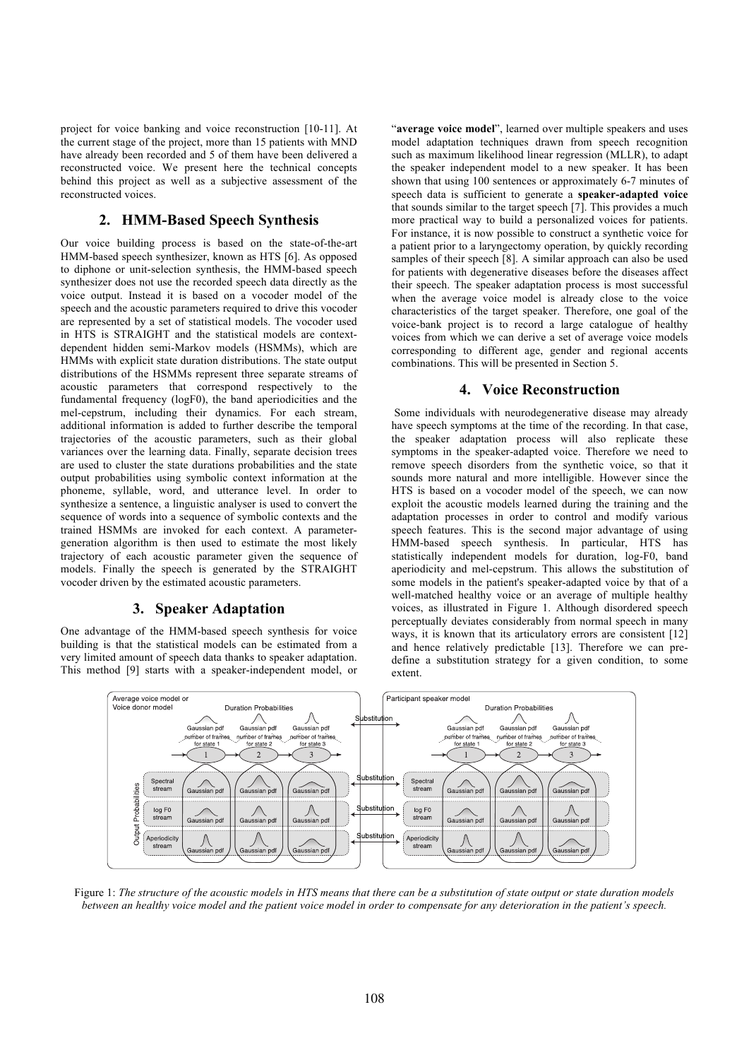project for voice banking and voice reconstruction [10-11]. At the current stage of the project, more than 15 patients with MND have already been recorded and 5 of them have been delivered a reconstructed voice. We present here the technical concepts behind this project as well as a subjective assessment of the reconstructed voices.

## 2. HMM-Based Speech Synthesis

Our voice building process is based on the state-of-the-art HMM-based speech synthesizer, known as HTS [6]. As opposed to diphone or unit-selection synthesis, the HMM-based speech synthesizer does not use the recorded speech data directly as the voice output. Instead it is based on a vocoder model of the speech and the acoustic parameters required to drive this vocoder are represented by a set of statistical models. The vocoder used in HTS is STRAIGHT and the statistical models are context-dependent hidden semi-Markov models (HSMMs), which are HMMs with explicit state duration distributions. The state output distributions of the HSMMs represent three separate streams of acoustic parameters that correspond respectively to the fundamental frequency (logF0), the band aperiodicities and the mel-cepstrum, including their dynamics. For each stream, additional information is added to further describe the temporal trajectories of the acoustic parameters, such as their global variances over the learning data. Finally, separate decision trees are used to cluster the state durations probabilities and the state output probabilities using symbolic context information at the phoneme, syllable, word, and utterance level. In order to synthesize a sentence, a linguistic analyser is used to convert the sequence of words into a sequence of symbolic contexts and the trained HSMMs are invoked for each context. A parameter-generation algorithm is then used to estimate the most likely trajectory of each acoustic parameter given the sequence of models. Finally the speech is generated by the STRAIGHT vocoder driven by the estimated acoustic parameters.

## 3. Speaker Adaptation

One advantage of the HMM-based speech synthesis for voice building is that the statistical models can be estimated from a very limited amount of speech data thanks to speaker adaptation. This method [9] starts with a speaker-independent model, or "**average voice model**", learned over multiple speakers and uses model adaptation techniques drawn from speech recognition such as maximum likelihood linear regression (MLLR), to adapt the speaker independent model to a new speaker. It has been shown that using 100 sentences or approximately 6-7 minutes of speech data is sufficient to generate a **speaker-adapted voice** that sounds similar to the target speech [7]. This provides a much more practical way to build a personalized voices for patients. For instance, it is now possible to construct a synthetic voice for a patient prior to a laryngectomy operation, by quickly recording samples of their speech [8]. A similar approach can also be used for patients with degenerative diseases before the diseases affect their speech. The speaker adaptation process is most successful when the average voice model is already close to the voice characteristics of the target speaker. Therefore, one goal of the voice-bank project is to record a large catalogue of healthy voices from which we can derive a set of average voice models corresponding to different age, gender and regional accents combinations. This will be presented in Section 5.

## 4. Voice Reconstruction

Some individuals with neurodegenerative disease may already have speech symptoms at the time of the recording. In that case, the speaker adaptation process will also replicate these symptoms in the speaker-adapted voice. Therefore we need to remove speech disorders from the synthetic voice, so that it sounds more natural and more intelligible. However since the HTS is based on a vocoder model of the speech, we can now exploit the acoustic models learned during the training and the adaptation processes in order to control and modify various speech features. This is the second major advantage of using HMM-based speech synthesis. In particular, HTS has statistically independent models for duration, log-F0, band aperiodicity and mel-cepstrum. This allows the substitution of some models in the patient's speaker-adapted voice by that of a well-matched healthy voice or an average of multiple healthy voices, as illustrated in Figure 1. Although disordered speech perceptually deviates considerably from normal speech in many ways, it is known that its articulatory errors are consistent [12] and hence relatively predictable [13]. Therefore we can pre-define a substitution strategy for a given condition, to some extent.

Figure 1: *The structure of the acoustic models in HTS means that there can be a substitution of state output or state duration models between an healthy voice model and the patient voice model in order to compensate for any deterioration in the patient's speech.*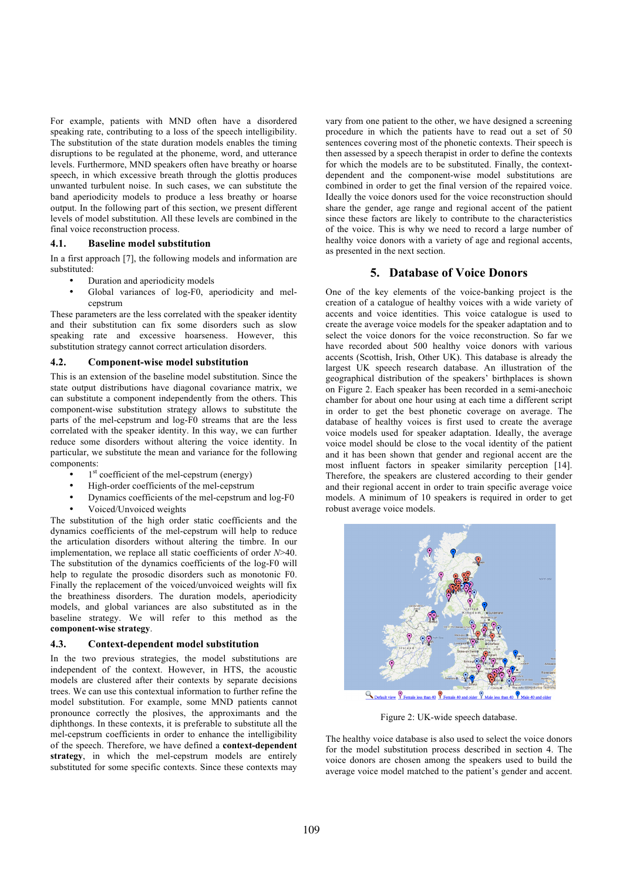For example, patients with MND often have a disordered speaking rate, contributing to a loss of the speech intelligibility. The substitution of the state duration models enables the timing disruptions to be regulated at the phoneme, word, and utterance levels. Furthermore, MND speakers often have breathy or hoarse speech, in which excessive breath through the glottis produces unwanted turbulent noise. In such cases, we can substitute the band aperiodicity models to produce a less breathy or hoarse output. In the following part of this section, we present different levels of model substitution. All these levels are combined in the final voice reconstruction process.

### 4.1. Baseline model substitution

In a first approach [7], the following models and information are substituted:

- Duration and aperiodicity models
- Global variances of log-F0, aperiodicity and mel-cepstrum

These parameters are the less correlated with the speaker identity and their substitution can fix some disorders such as slow speaking rate and excessive hoarseness. However, this substitution strategy cannot correct articulation disorders.

### 4.2. Component-wise model substitution

This is an extension of the baseline model substitution. Since the state output distributions have diagonal covariance matrix, we can substitute a component independently from the others. This component-wise substitution strategy allows to substitute the parts of the mel-cepstrum and log-F0 streams that are the less correlated with the speaker identity. In this way, we can further reduce some disorders without altering the voice identity. In particular, we substitute the mean and variance for the following components:

- 1st coefficient of the mel-cepstrum (energy)
- High-order coefficients of the mel-cepstrum
- Dynamics coefficients of the mel-cepstrum and log-F0
- Voiced/Unvoiced weights

The substitution of the high order static coefficients and the dynamics coefficients of the mel-cepstrum will help to reduce the articulation disorders without altering the timbre. In our implementation, we replace all static coefficients of order $N>40$. The substitution of the dynamics coefficients of the log-F0 will help to regulate the prosodic disorders such as monotonic F0. Finally the replacement of the voiced/unvoiced weights will fix the breathiness disorders. The duration models, aperiodicity models, and global variances are also substituted as in the baseline strategy. We will refer to this method as the **component-wise strategy**.

### 4.3. Context-dependent model substitution

In the two previous strategies, the model substitutions are independent of the context. However, in HTS, the acoustic models are clustered after their contexts by separate decision trees. We can use this contextual information to further refine the model substitution. For example, some MND patients cannot pronounce correctly the plosives, the approximants and the diphthongs. In these contexts, it is preferable to substitute all the mel-cepstrum coefficients in order to enhance the intelligibility of the speech. Therefore, we have defined a **context-dependent strategy**, in which the mel-cepstrum models are entirely substituted for some specific contexts. Since these contexts may vary from one patient to the other, we have designed a screening procedure in which the patients have to read out a set of 50 sentences covering most of the phonetic contexts. Their speech is then assessed by a speech therapist in order to define the contexts for which the models are to be substituted. Finally, the context-dependent and the component-wise model substitutions are combined in order to get the final version of the repaired voice. Ideally the voice donors used for the voice reconstruction should share the gender, age range and regional accent of the patient since these factors are likely to contribute to the characteristics of the voice. This is why we need to record a large number of healthy voice donors with a variety of age and regional accents, as presented in the next section.

## 5. Database of Voice Donors

One of the key elements of the voice-banking project is the creation of a catalogue of healthy voices with a wide variety of accents and voice identities. This voice catalogue is used to create the average voice models for the speaker adaptation and to select the voice donors for the voice reconstruction. So far we have recorded about 500 healthy voice donors with various accents (Scottish, Irish, Other UK). This database is already the largest UK speech research database. An illustration of the geographical distribution of the speakers' birthplaces is shown on Figure 2. Each speaker has been recorded in a semi-anechoic chamber for about one hour using at each time a different script in order to get the best phonetic coverage on average. The database of healthy voices is first used to create the average voice models used for speaker adaptation. Ideally, the average voice model should be close to the vocal identity of the patient and it has been shown that gender and regional accent are the most influent factors in speaker similarity perception [14]. Therefore, the speakers are clustered according to their gender and their regional accent in order to train specific average voice models. A minimum of 10 speakers is required in order to get robust average voice models.

Figure 2: UK-wide speech database.

The healthy voice database is also used to select the voice donors for the model substitution process described in section 4. The voice donors are chosen among the speakers used to build the average voice model matched to the patient's gender and accent.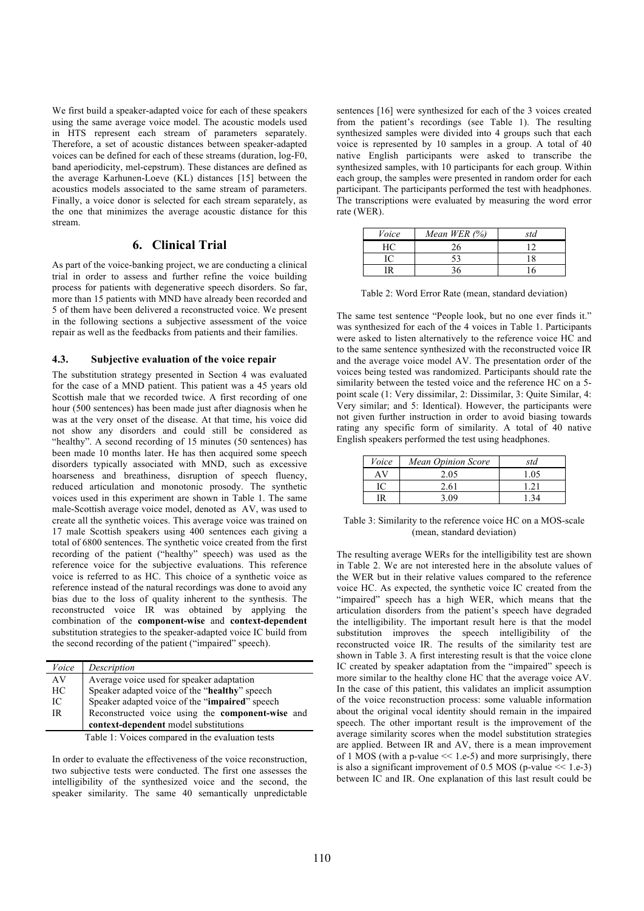We first build a speaker-adapted voice for each of these speakers using the same average voice model. The acoustic models used in HTS represent each stream of parameters separately. Therefore, a set of acoustic distances between speaker-adapted voices can be defined for each of these streams (duration, log-F0, band aperiodicity, mel-cepstrum). These distances are defined as the average Karhunen-Loeve (KL) distances [15] between the acoustics models associated to the same stream of parameters. Finally, a voice donor is selected for each stream separately, as the one that minimizes the average acoustic distance for this stream.

## 6. Clinical Trial

As part of the voice-banking project, we are conducting a clinical trial in order to assess and further refine the voice building process for patients with degenerative speech disorders. So far, more than 15 patients with MND have already been recorded and 5 of them have been delivered a reconstructed voice. We present in the following sections a subjective assessment of the voice repair as well as the feedbacks from patients and their families.

### 4.3. Subjective evaluation of the voice repair

The substitution strategy presented in Section 4 was evaluated for the case of a MND patient. This patient was a 45 years old Scottish male that we recorded twice. A first recording of one hour (500 sentences) has been made just after diagnosis when he was at the very onset of the disease. At that time, his voice did not show any disorders and could still be considered as "healthy". A second recording of 15 minutes (50 sentences) has been made 10 months later. He has then acquired some speech disorders typically associated with MND, such as excessive hoarseness and breathiness, disruption of speech fluency, reduced articulation and monotonic prosody. The synthetic voices used in this experiment are shown in Table 1. The same male-Scottish average voice model, denoted as AV, was used to create all the synthetic voices. This average voice was trained on 17 male Scottish speakers using 400 sentences each giving a total of 6800 sentences. The synthetic voice created from the first recording of the patient ("healthy" speech) was used as the reference voice for the subjective evaluations. This reference voice is referred to as HC. This choice of a synthetic voice as reference instead of the natural recordings was done to avoid any bias due to the loss of quality inherent to the synthesis. The reconstructed voice IR was obtained by applying the combination of the **component-wise** and **context-dependent** substitution strategies to the speaker-adapted voice IC build from the second recording of the patient ("impaired" speech).

| *Voice* | *Description* |
|---|---|
| AV | Average voice used for speaker adaptation |
| HC | Speaker adapted voice of the "**healthy**" speech |
| IC | Speaker adapted voice of the "**impaired**" speech |
| IR | Reconstructed voice using the **component-wise** and **context-dependent** model substitutions |

Table 1: Voices compared in the evaluation tests

In order to evaluate the effectiveness of the voice reconstruction, two subjective tests were conducted. The first one assesses the intelligibility of the synthesized voice and the second, the speaker similarity. The same 40 semantically unpredictable sentences [16] were synthesized for each of the 3 voices created from the patient's recordings (see Table 1). The resulting synthesized samples were divided into 4 groups such that each voice is represented by 10 samples in a group. A total of 40 native English participants were asked to transcribe the synthesized samples, with 10 participants for each group. Within each group, the samples were presented in random order for each participant. The participants performed the test with headphones. The transcriptions were evaluated by measuring the word error rate (WER).

| *Voice* | *Mean WER (%)* | *std* |
|---|---|---|
| HC | 26 | 12 |
| IC | 53 | 18 |
| IR | 36 | 16 |

Table 2: Word Error Rate (mean, standard deviation)

The same test sentence "People look, but no one ever finds it." was synthesized for each of the 4 voices in Table 1. Participants were asked to listen alternatively to the reference voice HC and to the same sentence synthesized with the reconstructed voice IR and the average voice model AV. The presentation order of the voices being tested was randomized. Participants should rate the similarity between the tested voice and the reference HC on a 5-point scale (1: Very dissimilar, 2: Dissimilar, 3: Quite Similar, 4: Very similar; and 5: Identical). However, the participants were not given further instruction in order to avoid biasing towards rating any specific form of similarity. A total of 40 native English speakers performed the test using headphones.

| *Voice* | *Mean Opinion Score* | *std* |
|---|---|---|
| AV | 2.05 | 1.05 |
| IC | 2.61 | 1.21 |
| IR | 3.09 | 1.34 |

Table 3: Similarity to the reference voice HC on a MOS-scale (mean, standard deviation)

The resulting average WERs for the intelligibility test are shown in Table 2. We are not interested here in the absolute values of the WER but in their relative values compared to the reference voice HC. As expected, the synthetic voice IC created from the "impaired" speech has a high WER, which means that the articulation disorders from the patient's speech have degraded the intelligibility. The important result here is that the model substitution improves the speech intelligibility of the reconstructed voice IR. The results of the similarity test are shown in Table 3. A first interesting result is that the voice clone IC created by speaker adaptation from the "impaired" speech is more similar to the healthy clone HC that the average voice AV. In the case of this patient, this validates an implicit assumption of the voice reconstruction process: some valuable information about the original vocal identity should remain in the impaired speech. The other important result is the improvement of the average similarity scores when the model substitution strategies are applied. Between IR and AV, there is a mean improvement of 1 MOS (with a p-value << 1.e-5) and more surprisingly, there is also a significant improvement of 0.5 MOS (p-value << 1.e-3) between IC and IR. One explanation of this last result could be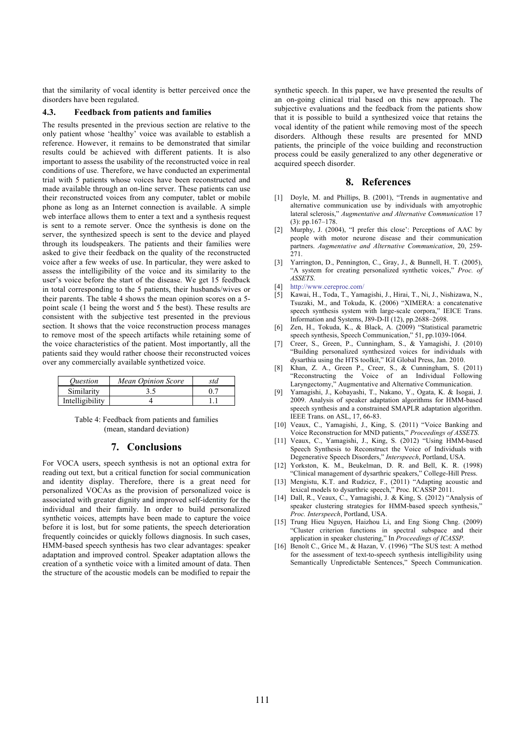that the similarity of vocal identity is better perceived once the disorders have been regulated.

### 4.3. Feedback from patients and families

The results presented in the previous section are relative to the only patient whose 'healthy' voice was available to establish a reference. However, it remains to be demonstrated that similar results could be achieved with different patients. It is also important to assess the usability of the reconstructed voice in real conditions of use. Therefore, we have conducted an experimental trial with 5 patients whose voices have been reconstructed and made available through an on-line server. These patients can use their reconstructed voices from any computer, tablet or mobile phone as long as an Internet connection is available. A simple web interface allows them to enter a text and a synthesis request is sent to a remote server. Once the synthesis is done on the server, the synthesized speech is sent to the device and played through its loudspeakers. The patients and their families were asked to give their feedback on the quality of the reconstructed voice after a few weeks of use. In particular, they were asked to assess the intelligibility of the voice and its similarity to the user's voice before the start of the disease. We get 15 feedback in total corresponding to the 5 patients, their husbands/wives or their parents. The table 4 shows the mean opinion scores on a 5-point scale (1 being the worst and 5 the best). These results are consistent with the subjective test presented in the previous section. It shows that the voice reconstruction process manages to remove most of the speech artifacts while retaining some of the voice characteristics of the patient. Most importantly, all the patients said they would rather choose their reconstructed voices over any commercially available synthetized voice.

| *Question* | *Mean Opinion Score* | *std* |
|---|---|---|
| Similarity | 3.5 | 0.7 |
| Intelligibility | 4 | 1.1 |

Table 4: Feedback from patients and families (mean, standard deviation)

## 7. Conclusions

For VOCA users, speech synthesis is not an optional extra for reading out text, but a critical function for social communication and identity display. Therefore, there is a great need for personalized VOCAs as the provision of personalized voice is associated with greater dignity and improved self-identity for the individual and their family. In order to build personalized synthetic voices, attempts have been made to capture the voice before it is lost, but for some patients, the speech deterioration frequently coincides or quickly follows diagnosis. In such cases, HMM-based speech synthesis has two clear advantages: speaker adaptation and improved control. Speaker adaptation allows the creation of a synthetic voice with a limited amount of data. Then the structure of the acoustic models can be modified to repair the synthetic speech. In this paper, we have presented the results of an on-going clinical trial based on this new approach. The subjective evaluations and the feedback from the patients show that it is possible to build a synthesized voice that retains the vocal identity of the patient while removing most of the speech disorders. Although these results are presented for MND patients, the principle of the voice building and reconstruction process could be easily generalized to any other degenerative or acquired speech disorder.

## 8. References

[1] Doyle, M. and Phillips, B. (2001), "Trends in augmentative and alternative communication use by individuals with amyotrophic lateral sclerosis," *Augmentative and Alternative Communication* 17 (3): pp.167–178.

[2] Murphy, J. (2004), "I prefer this close': Perceptions of AAC by people with motor neurone disease and their communication partners. *Augmentative and Alternative Communication*, 20, 259-271.

[3] Yarrington, D., Pennington, C., Gray, J., & Bunnell, H. T. (2005), "A system for creating personalized synthetic voices," *Proc. of ASSETS.*

[4] http://www.cereproc.com/

[5] Kawai, H., Toda, T., Yamagishi, J., Hirai, T., Ni, J., Nishizawa, N., Tsuzaki, M., and Tokuda, K. (2006) "XIMERA: a concatenative speech synthesis system with large-scale corpora," IEICE Trans. Information and Systems, J89-D-II (12), pp.2688–2698.

[6] Zen, H., Tokuda, K., & Black, A. (2009) "Statistical parametric speech synthesis, Speech Communication," 51, pp.1039-1064.

[7] Creer, S., Green, P., Cunningham, S., & Yamagishi, J. (2010) "Building personalized synthesized voices for individuals with dysarthia using the HTS toolkit," IGI Global Press, Jan. 2010.

[8] Khan, Z. A., Green P., Creer, S., & Cunningham, S. (2011) "Reconstructing the Voice of an Individual Following Laryngectomy," Augmentative and Alternative Communication.

[9] Yamagishi, J., Kobayashi, T., Nakano, Y., Ogata, K. & Isogai, J. 2009. Analysis of speaker adaptation algorithms for HMM-based speech synthesis and a constrained SMAPLR adaptation algorithm. IEEE Trans. on ASL, 17, 66-83.

[10] Veaux, C., Yamagishi, J., King, S. (2011) "Voice Banking and Voice Reconstruction for MND patients," *Proceedings of ASSETS.*

[11] Veaux, C., Yamagishi, J., King, S. (2012) "Using HMM-based Speech Synthesis to Reconstruct the Voice of Individuals with Degenerative Speech Disorders," *Interspeech*, Portland, USA.

[12] Yorkston, K. M., Beukelman, D. R. and Bell, K. R. (1998) "Clinical management of dysarthric speakers," College-Hill Press.

[13] Mengistu, K.T. and Rudzicz, F., (2011) "Adapting acoustic and lexical models to dysarthric speech," Proc. ICASSP 2011.

[14] Dall, R., Veaux, C., Yamagishi, J. & King, S. (2012) "Analysis of speaker clustering strategies for HMM-based speech synthesis," *Proc. Interspeech*, Portland, USA.

[15] Trung Hieu Nguyen, Haizhou Li, and Eng Siong Chng. (2009) "Cluster criterion functions in spectral subspace and their application in speaker clustering," In *Proceedings of ICASSP.*

[16] Benoît C., Grice M., & Hazan, V. (1996) "The SUS test: A method for the assessment of text-to-speech synthesis intelligibility using Semantically Unpredictable Sentences," Speech Communication.